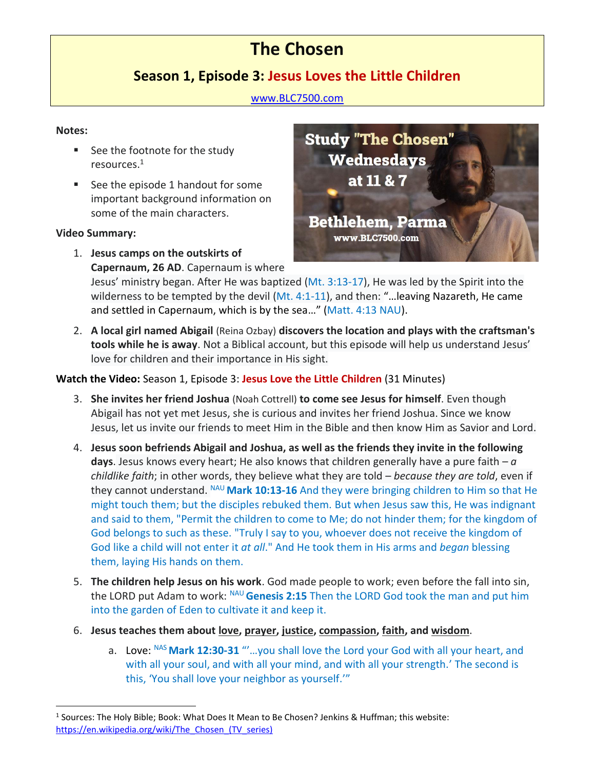# The Chosen

## Season 1, Episode 3: Jesus Loves the Little Children

www.BLC7500.com

**Notes:**

- See the footnote for the study resources.[1]
- See the episode 1 handout for some important background information on some of the main characters.

Study "The Chosen" Wednesdays at 11 & 7

Bethlehem, Parma
www.BLC7500.com

**Video Summary:**

1. **Jesus camps on the outskirts of Capernaum, 26 AD**. Capernaum is where Jesus' ministry began. After He was baptized (Mt. 3:13-17), He was led by the Spirit into the wilderness to be tempted by the devil (Mt. 4:1-11), and then: "…leaving Nazareth, He came and settled in Capernaum, which is by the sea…" (Matt. 4:13 NAU).

2. **A local girl named Abigail** (Reina Ozbay) **discovers the location and plays with the craftsman's tools while he is away**. Not a Biblical account, but this episode will help us understand Jesus' love for children and their importance in His sight.

**Watch the Video:** Season 1, Episode 3: **Jesus Love the Little Children** (31 Minutes)

3. **She invites her friend Joshua** (Noah Cottrell) **to come see Jesus for himself**. Even though Abigail has not yet met Jesus, she is curious and invites her friend Joshua. Since we know Jesus, let us invite our friends to meet Him in the Bible and then know Him as Savior and Lord.

4. **Jesus soon befriends Abigail and Joshua, as well as the friends they invite in the following days**. Jesus knows every heart; He also knows that children generally have a pure faith – *a childlike faith*; in other words, they believe what they are told – *because they are told*, even if they cannot understand. NAU **Mark 10:13-16** And they were bringing children to Him so that He might touch them; but the disciples rebuked them. But when Jesus saw this, He was indignant and said to them, "Permit the children to come to Me; do not hinder them; for the kingdom of God belongs to such as these. "Truly I say to you, whoever does not receive the kingdom of God like a child will not enter it *at all*." And He took them in His arms and *began* blessing them, laying His hands on them.

5. **The children help Jesus on his work**. God made people to work; even before the fall into sin, the LORD put Adam to work: NAU **Genesis 2:15** Then the LORD God took the man and put him into the garden of Eden to cultivate it and keep it.

6. **Jesus teaches them about <u>love</u>, <u>prayer</u>, <u>justice</u>, <u>compassion</u>, <u>faith</u>, and <u>wisdom</u>**.

   a. Love: NAS **Mark 12:30-31** "'…you shall love the Lord your God with all your heart, and with all your soul, and with all your mind, and with all your strength.' The second is this, 'You shall love your neighbor as yourself.'"

---

[1] Sources: The Holy Bible; Book: What Does It Mean to Be Chosen? Jenkins & Huffman; this website: https://en.wikipedia.org/wiki/The_Chosen_(TV_series)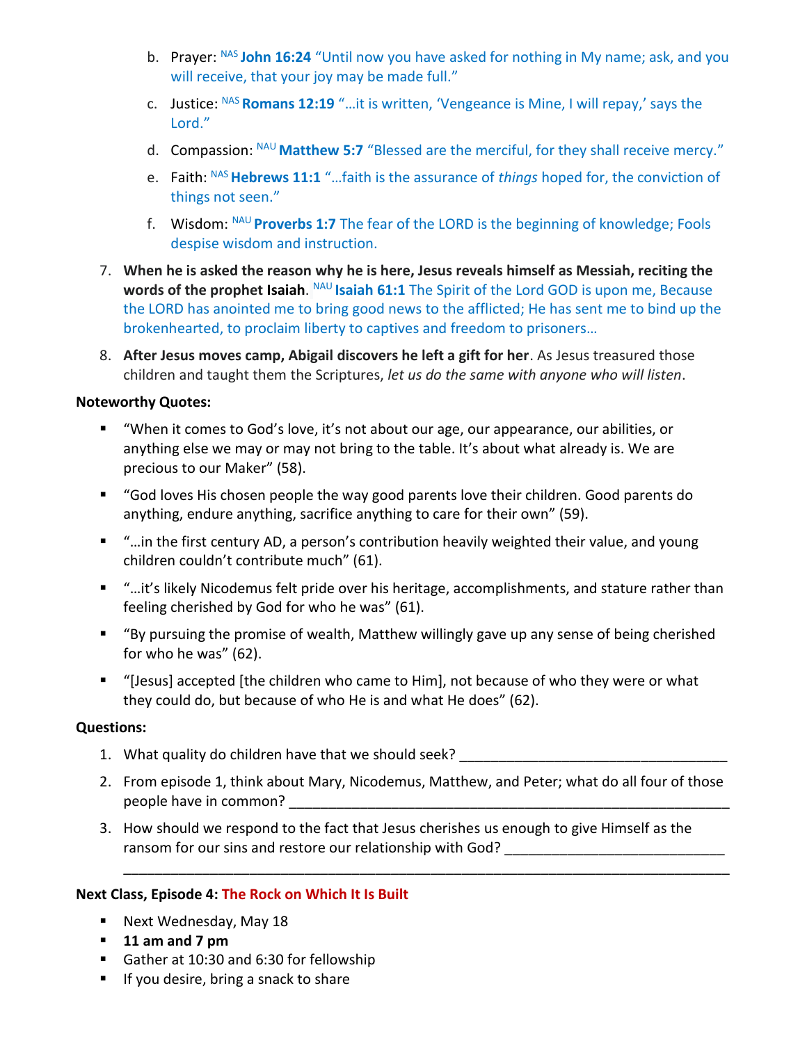b. Prayer: [NAS] **John 16:24** "Until now you have asked for nothing in My name; ask, and you will receive, that your joy may be made full."

   c. Justice: [NAS] **Romans 12:19** "…it is written, 'Vengeance is Mine, I will repay,' says the Lord."

   d. Compassion: [NAU] **Matthew 5:7** "Blessed are the merciful, for they shall receive mercy."

   e. Faith: [NAS] **Hebrews 11:1** "…faith is the assurance of *things* hoped for, the conviction of things not seen."

   f. Wisdom: [NAU] **Proverbs 1:7** The fear of the LORD is the beginning of knowledge; Fools despise wisdom and instruction.

7. **When he is asked the reason why he is here, Jesus reveals himself as Messiah, reciting the words of the prophet Isaiah**. [NAU] **Isaiah 61:1** The Spirit of the Lord GOD is upon me, Because the LORD has anointed me to bring good news to the afflicted; He has sent me to bind up the brokenhearted, to proclaim liberty to captives and freedom to prisoners…

8. **After Jesus moves camp, Abigail discovers he left a gift for her**. As Jesus treasured those children and taught them the Scriptures, *let us do the same with anyone who will listen*.

**Noteworthy Quotes:**

- "When it comes to God's love, it's not about our age, our appearance, our abilities, or anything else we may or may not bring to the table. It's about what already is. We are precious to our Maker" (58).
- "God loves His chosen people the way good parents love their children. Good parents do anything, endure anything, sacrifice anything to care for their own" (59).
- "…in the first century AD, a person's contribution heavily weighted their value, and young children couldn't contribute much" (61).
- "…it's likely Nicodemus felt pride over his heritage, accomplishments, and stature rather than feeling cherished by God for who he was" (61).
- "By pursuing the promise of wealth, Matthew willingly gave up any sense of being cherished for who he was" (62).
- "[Jesus] accepted [the children who came to Him], not because of who they were or what they could do, but because of who He is and what He does" (62).

**Questions:**

1. What quality do children have that we should seek? ___________________________________
2. From episode 1, think about Mary, Nicodemus, Matthew, and Peter; what do all four of those people have in common? ___________________________________________________________
3. How should we respond to the fact that Jesus cherishes us enough to give Himself as the ransom for our sins and restore our relationship with God? ____________________________
   ________________________________________________________________________________

**Next Class, Episode 4: The Rock on Which It Is Built**

- Next Wednesday, May 18
- **11 am and 7 pm**
- Gather at 10:30 and 6:30 for fellowship
- If you desire, bring a snack to share